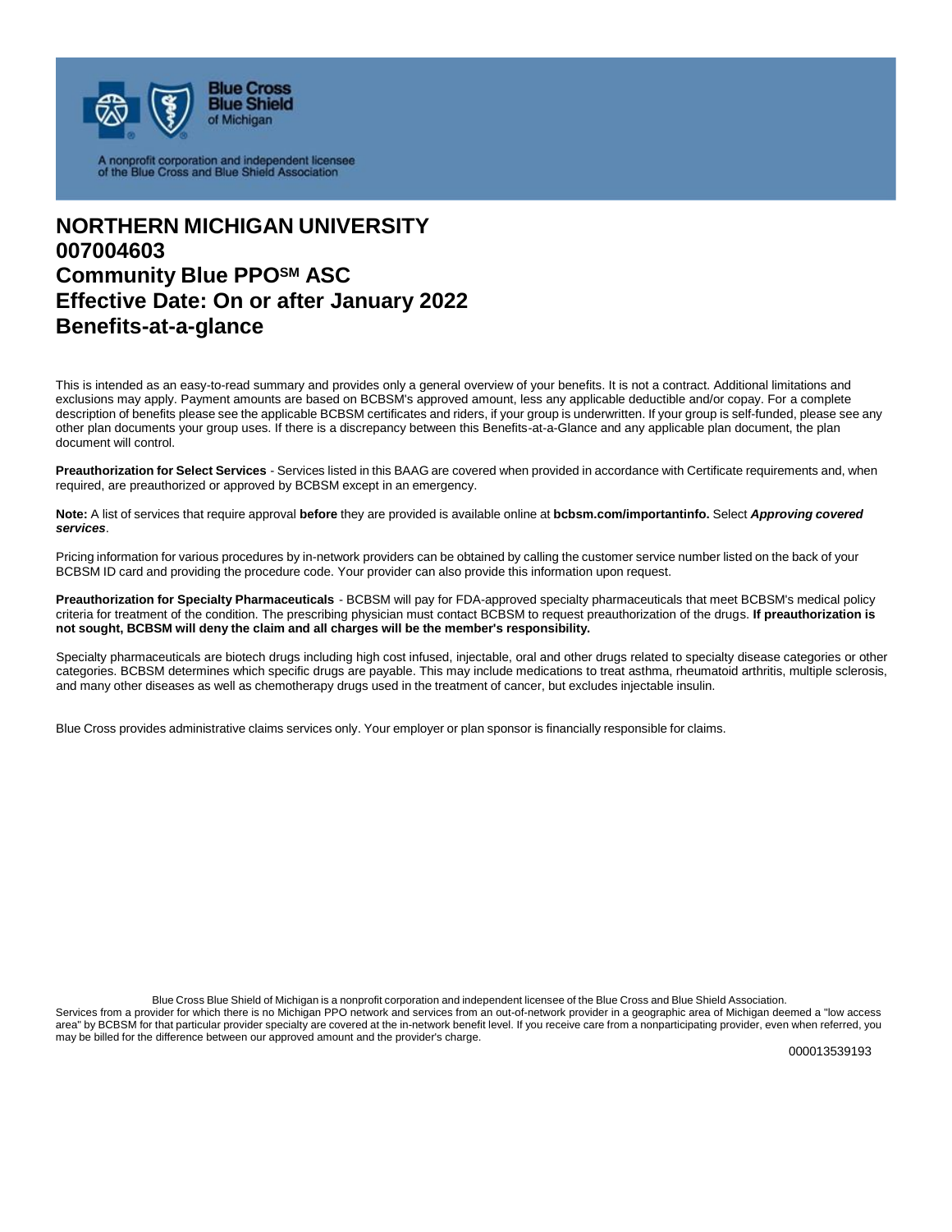Blue Cross Blue Shield of Michigan

A nonprofit corporation and independent licensee of the Blue Cross and Blue Shield Association

# NORTHERN MICHIGAN UNIVERSITY
# 007004603
# Community Blue PPO[SM] ASC
# Effective Date: On or after January 2022
# Benefits-at-a-glance

This is intended as an easy-to-read summary and provides only a general overview of your benefits. It is not a contract. Additional limitations and exclusions may apply. Payment amounts are based on BCBSM's approved amount, less any applicable deductible and/or copay. For a complete description of benefits please see the applicable BCBSM certificates and riders, if your group is underwritten. If your group is self-funded, please see any other plan documents your group uses. If there is a discrepancy between this Benefits-at-a-Glance and any applicable plan document, the plan document will control.

**Preauthorization for Select Services** - Services listed in this BAAG are covered when provided in accordance with Certificate requirements and, when required, are preauthorized or approved by BCBSM except in an emergency.

**Note:** A list of services that require approval **before** they are provided is available online at **bcbsm.com/importantinfo.** Select ***Approving covered services***.

Pricing information for various procedures by in-network providers can be obtained by calling the customer service number listed on the back of your BCBSM ID card and providing the procedure code. Your provider can also provide this information upon request.

**Preauthorization for Specialty Pharmaceuticals** - BCBSM will pay for FDA-approved specialty pharmaceuticals that meet BCBSM's medical policy criteria for treatment of the condition. The prescribing physician must contact BCBSM to request preauthorization of the drugs. **If preauthorization is not sought, BCBSM will deny the claim and all charges will be the member's responsibility.**

Specialty pharmaceuticals are biotech drugs including high cost infused, injectable, oral and other drugs related to specialty disease categories or other categories. BCBSM determines which specific drugs are payable. This may include medications to treat asthma, rheumatoid arthritis, multiple sclerosis, and many other diseases as well as chemotherapy drugs used in the treatment of cancer, but excludes injectable insulin.

Blue Cross provides administrative claims services only. Your employer or plan sponsor is financially responsible for claims.

Blue Cross Blue Shield of Michigan is a nonprofit corporation and independent licensee of the Blue Cross and Blue Shield Association.
Services from a provider for which there is no Michigan PPO network and services from an out-of-network provider in a geographic area of Michigan deemed a "low access area" by BCBSM for that particular provider specialty are covered at the in-network benefit level. If you receive care from a nonparticipating provider, even when referred, you may be billed for the difference between our approved amount and the provider's charge.

000013539193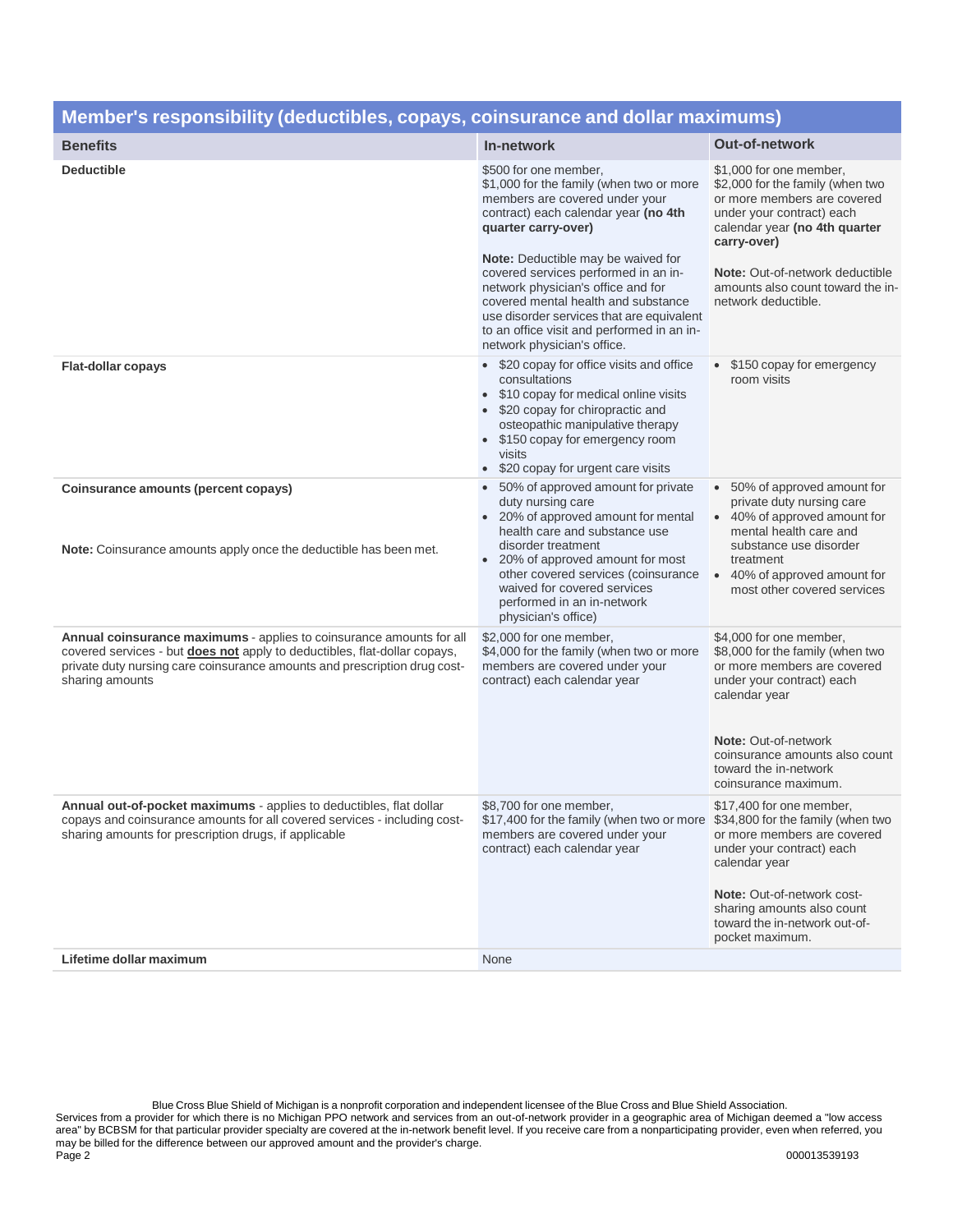## Member's responsibility (deductibles, copays, coinsurance and dollar maximums)

| Benefits | In-network | Out-of-network |
|---|---|---|
| **Deductible** | $500 for one member, $1,000 for the family (when two or more members are covered under your contract) each calendar year **(no 4th quarter carry-over)**<br><br>**Note:** Deductible may be waived for covered services performed in an in-network physician's office and for covered mental health and substance use disorder services that are equivalent to an office visit and performed in an in-network physician's office. | $1,000 for one member, $2,000 for the family (when two or more members are covered under your contract) each calendar year **(no 4th quarter carry-over)**<br><br>**Note:** Out-of-network deductible amounts also count toward the in-network deductible. |
| **Flat-dollar copays** | • $20 copay for office visits and office consultations<br>• $10 copay for medical online visits<br>• $20 copay for chiropractic and osteopathic manipulative therapy<br>• $150 copay for emergency room visits<br>• $20 copay for urgent care visits | • $150 copay for emergency room visits |
| **Coinsurance amounts (percent copays)**<br><br>**Note:** Coinsurance amounts apply once the deductible has been met. | • 50% of approved amount for private duty nursing care<br>• 20% of approved amount for mental health care and substance use disorder treatment<br>• 20% of approved amount for most other covered services (coinsurance waived for covered services performed in an in-network physician's office) | • 50% of approved amount for private duty nursing care<br>• 40% of approved amount for mental health care and substance use disorder treatment<br>• 40% of approved amount for most other covered services |
| **Annual coinsurance maximums** - applies to coinsurance amounts for all covered services - but **does not** apply to deductibles, flat-dollar copays, private duty nursing care coinsurance amounts and prescription drug cost-sharing amounts | $2,000 for one member, $4,000 for the family (when two or more members are covered under your contract) each calendar year | $4,000 for one member, $8,000 for the family (when two or more members are covered under your contract) each calendar year<br><br>**Note:** Out-of-network coinsurance amounts also count toward the in-network coinsurance maximum. |
| **Annual out-of-pocket maximums** - applies to deductibles, flat dollar copays and coinsurance amounts for all covered services - including cost-sharing amounts for prescription drugs, if applicable | $8,700 for one member, $17,400 for the family (when two or more members are covered under your contract) each calendar year | $17,400 for one member, $34,800 for the family (when two or more members are covered under your contract) each calendar year<br><br>**Note:** Out-of-network cost-sharing amounts also count toward the in-network out-of-pocket maximum. |
| **Lifetime dollar maximum** | None | |

Blue Cross Blue Shield of Michigan is a nonprofit corporation and independent licensee of the Blue Cross and Blue Shield Association.

Services from a provider for which there is no Michigan PPO network and services from an out-of-network provider in a geographic area of Michigan deemed a "low access area" by BCBSM for that particular provider specialty are covered at the in-network benefit level. If you receive care from a nonparticipating provider, even when referred, you may be billed for the difference between our approved amount and the provider's charge.

000013539193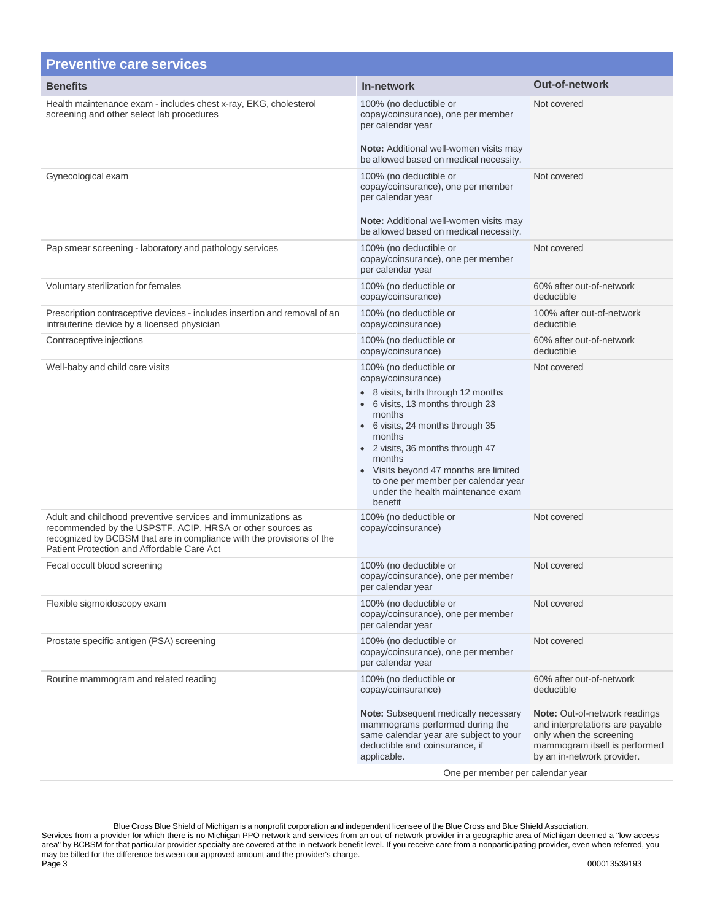## Preventive care services

| Benefits | In-network | Out-of-network |
|---|---|---|
| Health maintenance exam - includes chest x-ray, EKG, cholesterol screening and other select lab procedures | 100% (no deductible or copay/coinsurance), one per member per calendar year<br><br>**Note:** Additional well-women visits may be allowed based on medical necessity. | Not covered |
| Gynecological exam | 100% (no deductible or copay/coinsurance), one per member per calendar year<br><br>**Note:** Additional well-women visits may be allowed based on medical necessity. | Not covered |
| Pap smear screening - laboratory and pathology services | 100% (no deductible or copay/coinsurance), one per member per calendar year | Not covered |
| Voluntary sterilization for females | 100% (no deductible or copay/coinsurance) | 60% after out-of-network deductible |
| Prescription contraceptive devices - includes insertion and removal of an intrauterine device by a licensed physician | 100% (no deductible or copay/coinsurance) | 100% after out-of-network deductible |
| Contraceptive injections | 100% (no deductible or copay/coinsurance) | 60% after out-of-network deductible |
| Well-baby and child care visits | 100% (no deductible or copay/coinsurance)<br>• 8 visits, birth through 12 months<br>• 6 visits, 13 months through 23 months<br>• 6 visits, 24 months through 35 months<br>• 2 visits, 36 months through 47 months<br>• Visits beyond 47 months are limited to one per member per calendar year under the health maintenance exam benefit | Not covered |
| Adult and childhood preventive services and immunizations as recommended by the USPSTF, ACIP, HRSA or other sources as recognized by BCBSM that are in compliance with the provisions of the Patient Protection and Affordable Care Act | 100% (no deductible or copay/coinsurance) | Not covered |
| Fecal occult blood screening | 100% (no deductible or copay/coinsurance), one per member per calendar year | Not covered |
| Flexible sigmoidoscopy exam | 100% (no deductible or copay/coinsurance), one per member per calendar year | Not covered |
| Prostate specific antigen (PSA) screening | 100% (no deductible or copay/coinsurance), one per member per calendar year | Not covered |
| Routine mammogram and related reading | 100% (no deductible or copay/coinsurance)<br><br>**Note:** Subsequent medically necessary mammograms performed during the same calendar year are subject to your deductible and coinsurance, if applicable. | 60% after out-of-network deductible<br><br>**Note:** Out-of-network readings and interpretations are payable only when the screening mammogram itself is performed by an in-network provider. |
| | One per member per calendar year | |

Blue Cross Blue Shield of Michigan is a nonprofit corporation and independent licensee of the Blue Cross and Blue Shield Association.
Services from a provider for which there is no Michigan PPO network and services from an out-of-network provider in a geographic area of Michigan deemed a "low access area" by BCBSM for that particular provider specialty are covered at the in-network benefit level. If you receive care from a nonparticipating provider, even when referred, you may be billed for the difference between our approved amount and the provider's charge.

000013539193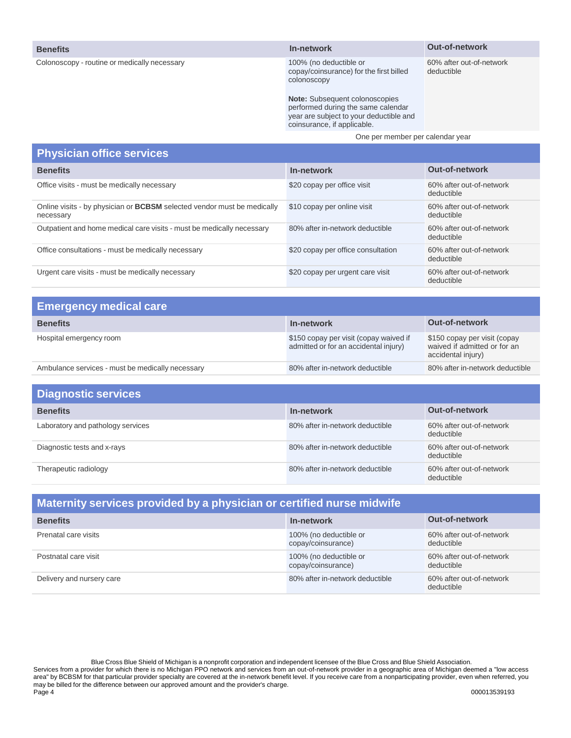| Benefits | In-network | Out-of-network |
|---|---|---|
| Colonoscopy - routine or medically necessary | 100% (no deductible or copay/coinsurance) for the first billed colonoscopy<br><br>**Note:** Subsequent colonoscopies performed during the same calendar year are subject to your deductible and coinsurance, if applicable. | 60% after out-of-network deductible |

One per member per calendar year

## Physician office services

| Benefits | In-network | Out-of-network |
|---|---|---|
| Office visits - must be medically necessary | $20 copay per office visit | 60% after out-of-network deductible |
| Online visits - by physician or **BCBSM** selected vendor must be medically necessary | $10 copay per online visit | 60% after out-of-network deductible |
| Outpatient and home medical care visits - must be medically necessary | 80% after in-network deductible | 60% after out-of-network deductible |
| Office consultations - must be medically necessary | $20 copay per office consultation | 60% after out-of-network deductible |
| Urgent care visits - must be medically necessary | $20 copay per urgent care visit | 60% after out-of-network deductible |

## Emergency medical care

| Benefits | In-network | Out-of-network |
|---|---|---|
| Hospital emergency room | $150 copay per visit (copay waived if admitted or for an accidental injury) | $150 copay per visit (copay waived if admitted or for an accidental injury) |
| Ambulance services - must be medically necessary | 80% after in-network deductible | 80% after in-network deductible |

## Diagnostic services

| Benefits | In-network | Out-of-network |
|---|---|---|
| Laboratory and pathology services | 80% after in-network deductible | 60% after out-of-network deductible |
| Diagnostic tests and x-rays | 80% after in-network deductible | 60% after out-of-network deductible |
| Therapeutic radiology | 80% after in-network deductible | 60% after out-of-network deductible |

## Maternity services provided by a physician or certified nurse midwife

| Benefits | In-network | Out-of-network |
|---|---|---|
| Prenatal care visits | 100% (no deductible or copay/coinsurance) | 60% after out-of-network deductible |
| Postnatal care visit | 100% (no deductible or copay/coinsurance) | 60% after out-of-network deductible |
| Delivery and nursery care | 80% after in-network deductible | 60% after out-of-network deductible |

Blue Cross Blue Shield of Michigan is a nonprofit corporation and independent licensee of the Blue Cross and Blue Shield Association.
Services from a provider for which there is no Michigan PPO network and services from an out-of-network provider in a geographic area of Michigan deemed a "low access area" by BCBSM for that particular provider specialty are covered at the in-network benefit level. If you receive care from a nonparticipating provider, even when referred, you may be billed for the difference between our approved amount and the provider's charge.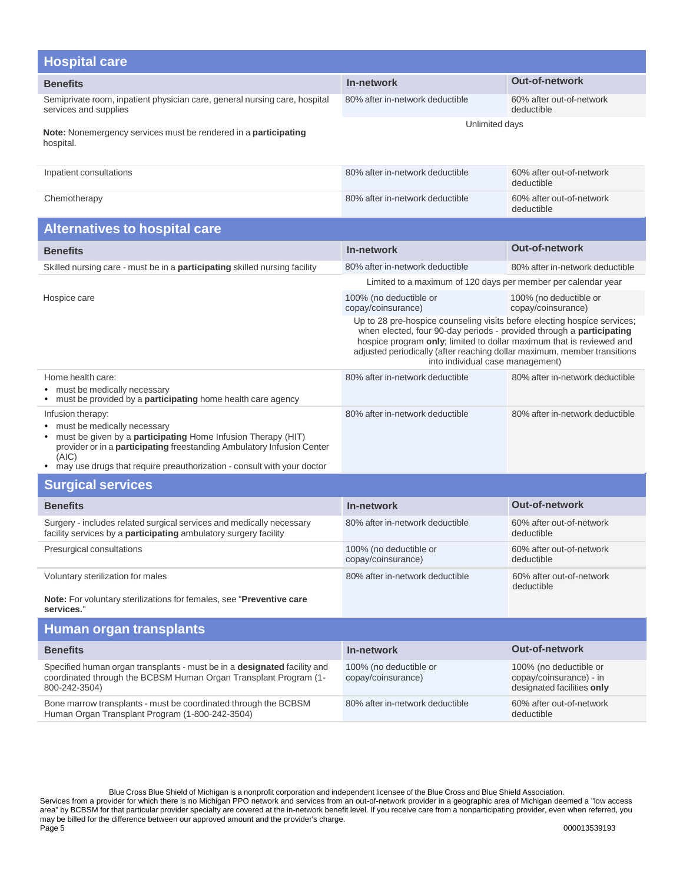## Hospital care

| Benefits | In-network | Out-of-network |
|---|---|---|
| Semiprivate room, inpatient physician care, general nursing care, hospital services and supplies<br><br>**Note:** Nonemergency services must be rendered in a **participating** hospital. | 80% after in-network deductible<br><br>Unlimited days | 60% after out-of-network deductible |
| Inpatient consultations | 80% after in-network deductible | 60% after out-of-network deductible |
| Chemotherapy | 80% after in-network deductible | 60% after out-of-network deductible |

## Alternatives to hospital care

| Benefits | In-network | Out-of-network |
|---|---|---|
| Skilled nursing care - must be in a **participating** skilled nursing facility | 80% after in-network deductible<br><br>Limited to a maximum of 120 days per member per calendar year | 80% after in-network deductible |
| Hospice care | 100% (no deductible or copay/coinsurance)<br><br>Up to 28 pre-hospice counseling visits before electing hospice services; when elected, four 90-day periods - provided through a **participating** hospice program **only**; limited to dollar maximum that is reviewed and adjusted periodically (after reaching dollar maximum, member transitions into individual case management) | 100% (no deductible or copay/coinsurance) |
| Home health care:<br>• must be medically necessary<br>• must be provided by a **participating** home health care agency | 80% after in-network deductible | 80% after in-network deductible |
| Infusion therapy:<br>• must be medically necessary<br>• must be given by a **participating** Home Infusion Therapy (HIT) provider or in a **participating** freestanding Ambulatory Infusion Center (AIC)<br>• may use drugs that require preauthorization - consult with your doctor | 80% after in-network deductible | 80% after in-network deductible |

## Surgical services

| Benefits | In-network | Out-of-network |
|---|---|---|
| Surgery - includes related surgical services and medically necessary facility services by a **participating** ambulatory surgery facility | 80% after in-network deductible | 60% after out-of-network deductible |
| Presurgical consultations | 100% (no deductible or copay/coinsurance) | 60% after out-of-network deductible |
| Voluntary sterilization for males<br><br>**Note:** For voluntary sterilizations for females, see "**Preventive care services.**" | 80% after in-network deductible | 60% after out-of-network deductible |

## Human organ transplants

| Benefits | In-network | Out-of-network |
|---|---|---|
| Specified human organ transplants - must be in a **designated** facility and coordinated through the BCBSM Human Organ Transplant Program (1-800-242-3504) | 100% (no deductible or copay/coinsurance) | 100% (no deductible or copay/coinsurance) - in designated facilities **only** |
| Bone marrow transplants - must be coordinated through the BCBSM Human Organ Transplant Program (1-800-242-3504) | 80% after in-network deductible | 60% after out-of-network deductible |

Blue Cross Blue Shield of Michigan is a nonprofit corporation and independent licensee of the Blue Cross and Blue Shield Association.
Services from a provider for which there is no Michigan PPO network and services from an out-of-network provider in a geographic area of Michigan deemed a "low access area" by BCBSM for that particular provider specialty are covered at the in-network benefit level. If you receive care from a nonparticipating provider, even when referred, you may be billed for the difference between our approved amount and the provider's charge.

000013539193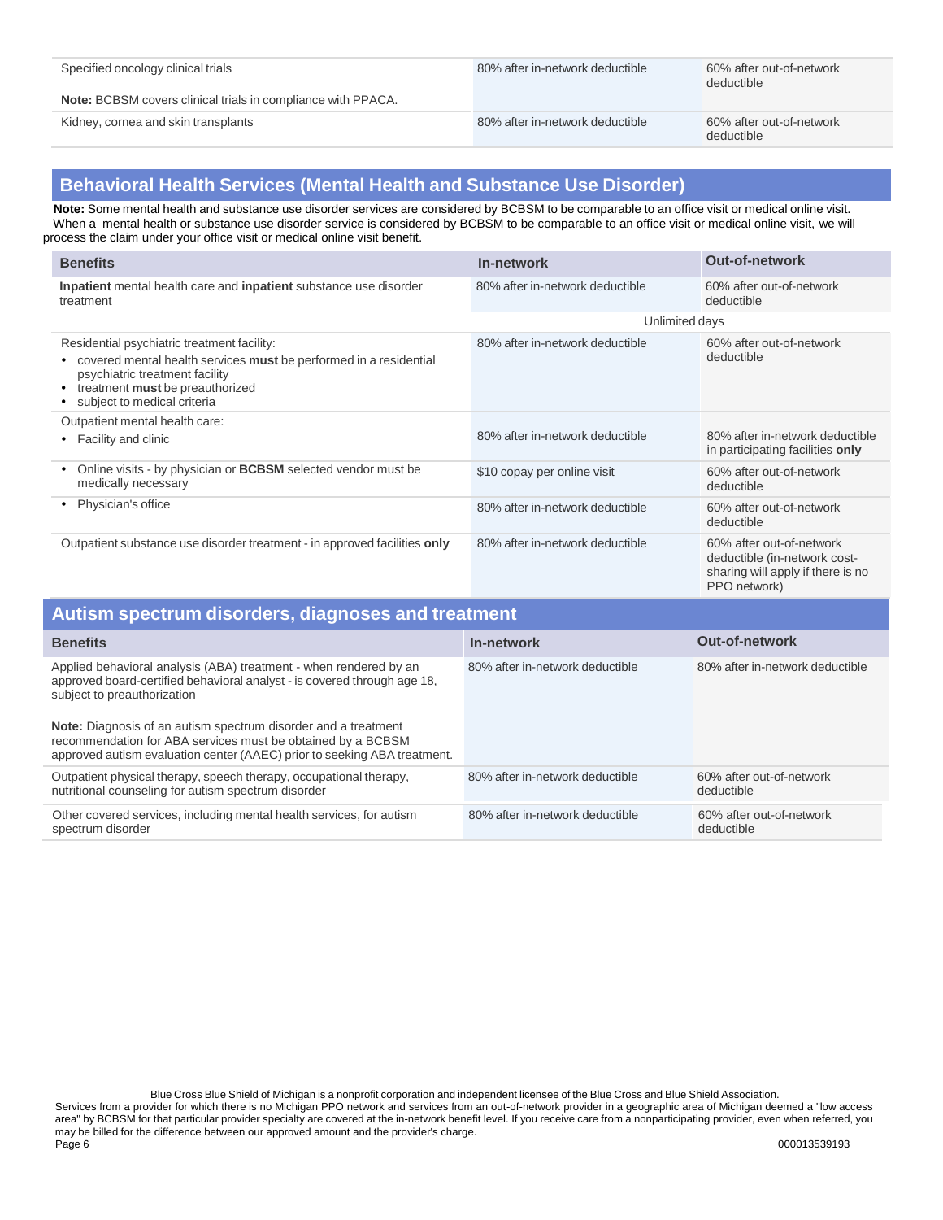| | | |
|---|---|---|
| Specified oncology clinical trials<br><br>**Note:** BCBSM covers clinical trials in compliance with PPACA. | 80% after in-network deductible | 60% after out-of-network deductible |
| Kidney, cornea and skin transplants | 80% after in-network deductible | 60% after out-of-network deductible |

## Behavioral Health Services (Mental Health and Substance Use Disorder)

**Note:** Some mental health and substance use disorder services are considered by BCBSM to be comparable to an office visit or medical online visit. When a mental health or substance use disorder service is considered by BCBSM to be comparable to an office visit or medical online visit, we will process the claim under your office visit or medical online visit benefit.

| Benefits | In-network | Out-of-network |
|---|---|---|
| **Inpatient** mental health care and **inpatient** substance use disorder treatment | 80% after in-network deductible | 60% after out-of-network deductible |
| | Unlimited days | |
| Residential psychiatric treatment facility:<br>• covered mental health services **must** be performed in a residential psychiatric treatment facility<br>• treatment **must** be preauthorized<br>• subject to medical criteria | 80% after in-network deductible | 60% after out-of-network deductible |
| Outpatient mental health care:<br>• Facility and clinic | 80% after in-network deductible | 80% after in-network deductible in participating facilities **only** |
| • Online visits - by physician or **BCBSM** selected vendor must be medically necessary | $10 copay per online visit | 60% after out-of-network deductible |
| • Physician's office | 80% after in-network deductible | 60% after out-of-network deductible |
| Outpatient substance use disorder treatment - in approved facilities **only** | 80% after in-network deductible | 60% after out-of-network deductible (in-network cost-sharing will apply if there is no PPO network) |

## Autism spectrum disorders, diagnoses and treatment

| Benefits | In-network | Out-of-network |
|---|---|---|
| Applied behavioral analysis (ABA) treatment - when rendered by an approved board-certified behavioral analyst - is covered through age 18, subject to preauthorization<br><br>**Note:** Diagnosis of an autism spectrum disorder and a treatment recommendation for ABA services must be obtained by a BCBSM approved autism evaluation center (AAEC) prior to seeking ABA treatment. | 80% after in-network deductible | 80% after in-network deductible |
| Outpatient physical therapy, speech therapy, occupational therapy, nutritional counseling for autism spectrum disorder | 80% after in-network deductible | 60% after out-of-network deductible |
| Other covered services, including mental health services, for autism spectrum disorder | 80% after in-network deductible | 60% after out-of-network deductible |

Blue Cross Blue Shield of Michigan is a nonprofit corporation and independent licensee of the Blue Cross and Blue Shield Association.
Services from a provider for which there is no Michigan PPO network and services from an out-of-network provider in a geographic area of Michigan deemed a "low access area" by BCBSM for that particular provider specialty are covered at the in-network benefit level. If you receive care from a nonparticipating provider, even when referred, you may be billed for the difference between our approved amount and the provider's charge.

000013539193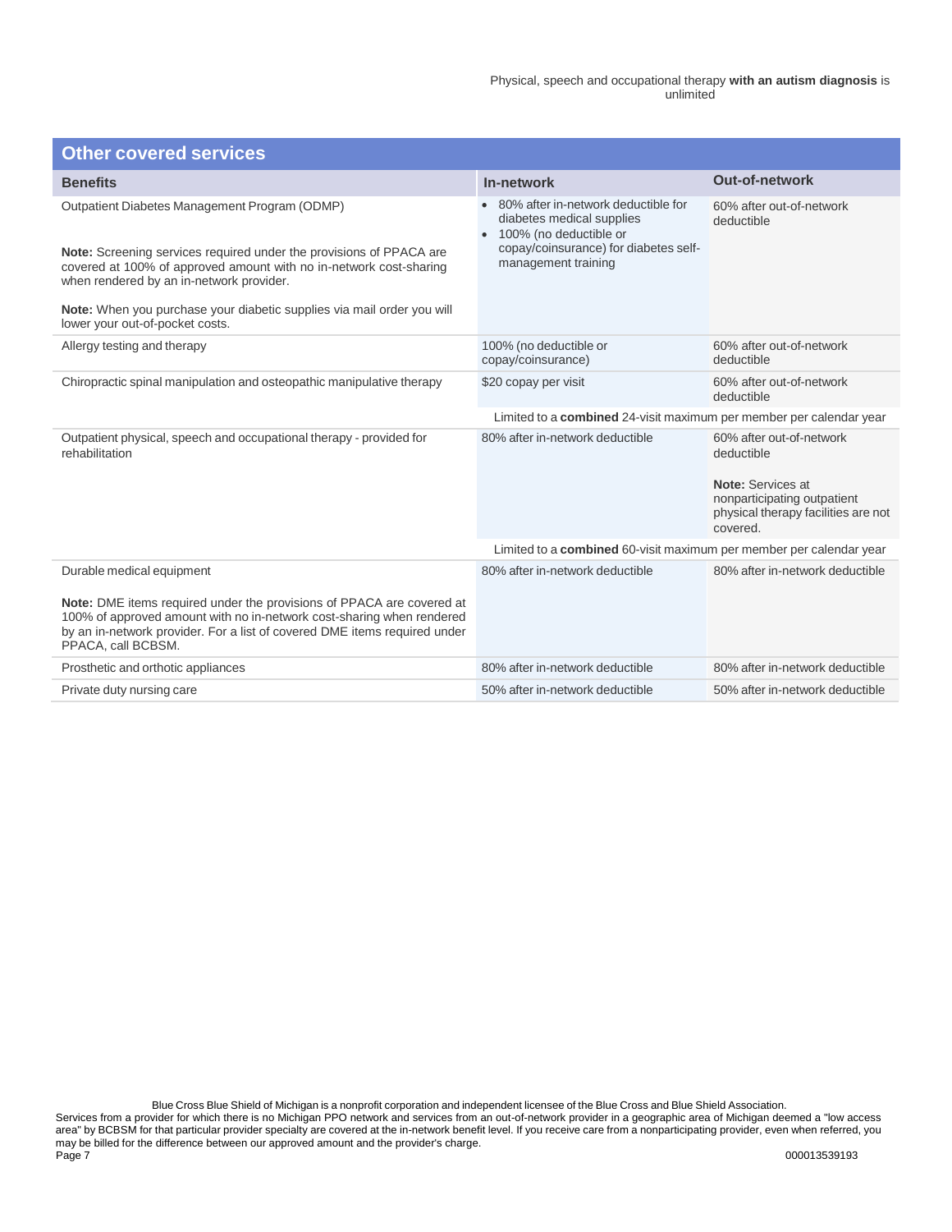Physical, speech and occupational therapy **with an autism diagnosis** is unlimited

## Other covered services

| Benefits | In-network | Out-of-network |
|---|---|---|
| Outpatient Diabetes Management Program (ODMP)<br><br>**Note:** Screening services required under the provisions of PPACA are covered at 100% of approved amount with no in-network cost-sharing when rendered by an in-network provider.<br><br>**Note:** When you purchase your diabetic supplies via mail order you will lower your out-of-pocket costs. | • 80% after in-network deductible for diabetes medical supplies<br>• 100% (no deductible or copay/coinsurance) for diabetes self-management training | 60% after out-of-network deductible |
| Allergy testing and therapy | 100% (no deductible or copay/coinsurance) | 60% after out-of-network deductible |
| Chiropractic spinal manipulation and osteopathic manipulative therapy | $20 copay per visit | 60% after out-of-network deductible |
| | Limited to a **combined** 24-visit maximum per member per calendar year | |
| Outpatient physical, speech and occupational therapy - provided for rehabilitation | 80% after in-network deductible | 60% after out-of-network deductible<br><br>**Note:** Services at nonparticipating outpatient physical therapy facilities are not covered. |
| | Limited to a **combined** 60-visit maximum per member per calendar year | |
| Durable medical equipment<br><br>**Note:** DME items required under the provisions of PPACA are covered at 100% of approved amount with no in-network cost-sharing when rendered by an in-network provider. For a list of covered DME items required under PPACA, call BCBSM. | 80% after in-network deductible | 80% after in-network deductible |
| Prosthetic and orthotic appliances | 80% after in-network deductible | 80% after in-network deductible |
| Private duty nursing care | 50% after in-network deductible | 50% after in-network deductible |

Blue Cross Blue Shield of Michigan is a nonprofit corporation and independent licensee of the Blue Cross and Blue Shield Association.
Services from a provider for which there is no Michigan PPO network and services from an out-of-network provider in a geographic area of Michigan deemed a "low access area" by BCBSM for that particular provider specialty are covered at the in-network benefit level. If you receive care from a nonparticipating provider, even when referred, you may be billed for the difference between our approved amount and the provider's charge.

000013539193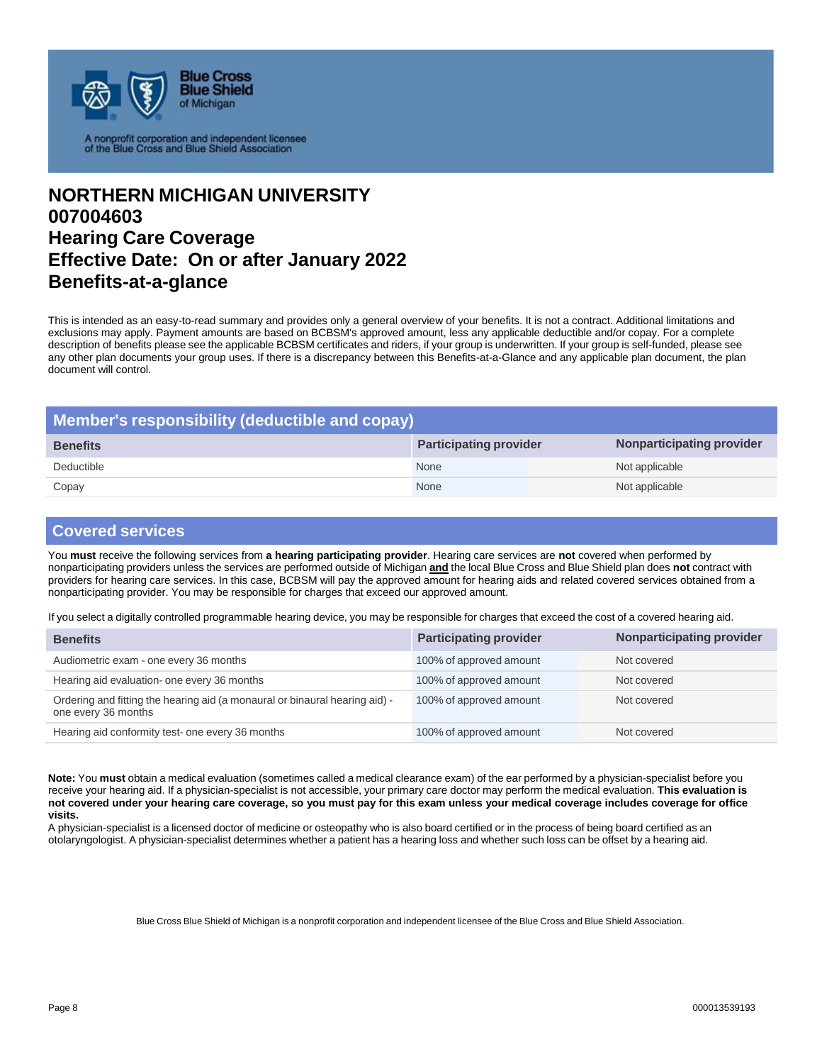Blue Cross Blue Shield of Michigan

A nonprofit corporation and independent licensee of the Blue Cross and Blue Shield Association

# NORTHERN MICHIGAN UNIVERSITY 007004603 Hearing Care Coverage Effective Date: On or after January 2022 Benefits-at-a-glance

This is intended as an easy-to-read summary and provides only a general overview of your benefits. It is not a contract. Additional limitations and exclusions may apply. Payment amounts are based on BCBSM's approved amount, less any applicable deductible and/or copay. For a complete description of benefits please see the applicable BCBSM certificates and riders, if your group is underwritten. If your group is self-funded, please see any other plan documents your group uses. If there is a discrepancy between this Benefits-at-a-Glance and any applicable plan document, the plan document will control.

## Member's responsibility (deductible and copay)

| Benefits | Participating provider | Nonparticipating provider |
|---|---|---|
| Deductible | None | Not applicable |
| Copay | None | Not applicable |

## Covered services

You **must** receive the following services from **a hearing participating provider**. Hearing care services are **not** covered when performed by nonparticipating providers unless the services are performed outside of Michigan **and** the local Blue Cross and Blue Shield plan does **not** contract with providers for hearing care services. In this case, BCBSM will pay the approved amount for hearing aids and related covered services obtained from a nonparticipating provider. You may be responsible for charges that exceed our approved amount.

If you select a digitally controlled programmable hearing device, you may be responsible for charges that exceed the cost of a covered hearing aid.

| Benefits | Participating provider | Nonparticipating provider |
|---|---|---|
| Audiometric exam - one every 36 months | 100% of approved amount | Not covered |
| Hearing aid evaluation- one every 36 months | 100% of approved amount | Not covered |
| Ordering and fitting the hearing aid (a monaural or binaural hearing aid) - one every 36 months | 100% of approved amount | Not covered |
| Hearing aid conformity test- one every 36 months | 100% of approved amount | Not covered |

**Note:** You **must** obtain a medical evaluation (sometimes called a medical clearance exam) of the ear performed by a physician-specialist before you receive your hearing aid. If a physician-specialist is not accessible, your primary care doctor may perform the medical evaluation. **This evaluation is not covered under your hearing care coverage, so you must pay for this exam unless your medical coverage includes coverage for office visits.**

A physician-specialist is a licensed doctor of medicine or osteopathy who is also board certified or in the process of being board certified as an otolaryngologist. A physician-specialist determines whether a patient has a hearing loss and whether such loss can be offset by a hearing aid.

Blue Cross Blue Shield of Michigan is a nonprofit corporation and independent licensee of the Blue Cross and Blue Shield Association.

000013539193